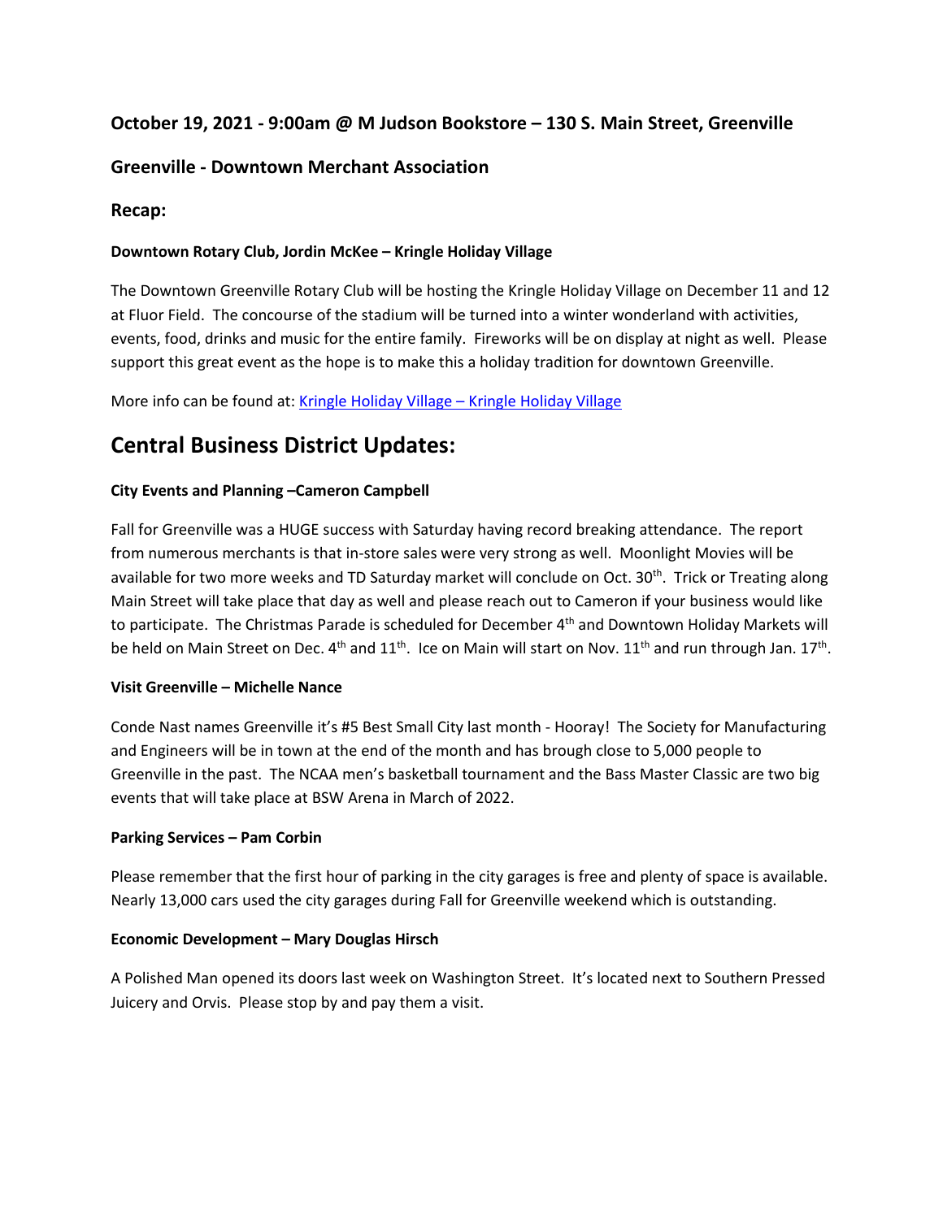### October 19, 2021 - 9:00am @ M Judson Bookstore – 130 S. Main Street, Greenville

### Greenville - Downtown Merchant Association

### Recap:

**Downtown Rotary Club, Jordin McKee – Kringle Holiday Village**

The Downtown Greenville Rotary Club will be hosting the Kringle Holiday Village on December 11 and 12 at Fluor Field. The concourse of the stadium will be turned into a winter wonderland with activities, events, food, drinks and music for the entire family. Fireworks will be on display at night as well. Please support this great event as the hope is to make this a holiday tradition for downtown Greenville.

More info can be found at: Kringle Holiday Village – Kringle Holiday Village

## Central Business District Updates:

**City Events and Planning –Cameron Campbell**

Fall for Greenville was a HUGE success with Saturday having record breaking attendance. The report from numerous merchants is that in-store sales were very strong as well. Moonlight Movies will be available for two more weeks and TD Saturday market will conclude on Oct. 30th. Trick or Treating along Main Street will take place that day as well and please reach out to Cameron if your business would like to participate. The Christmas Parade is scheduled for December 4th and Downtown Holiday Markets will be held on Main Street on Dec. 4th and 11th. Ice on Main will start on Nov. 11th and run through Jan. 17th.

**Visit Greenville – Michelle Nance**

Conde Nast names Greenville it's #5 Best Small City last month - Hooray! The Society for Manufacturing and Engineers will be in town at the end of the month and has brough close to 5,000 people to Greenville in the past. The NCAA men's basketball tournament and the Bass Master Classic are two big events that will take place at BSW Arena in March of 2022.

**Parking Services – Pam Corbin**

Please remember that the first hour of parking in the city garages is free and plenty of space is available. Nearly 13,000 cars used the city garages during Fall for Greenville weekend which is outstanding.

**Economic Development – Mary Douglas Hirsch**

A Polished Man opened its doors last week on Washington Street. It's located next to Southern Pressed Juicery and Orvis. Please stop by and pay them a visit.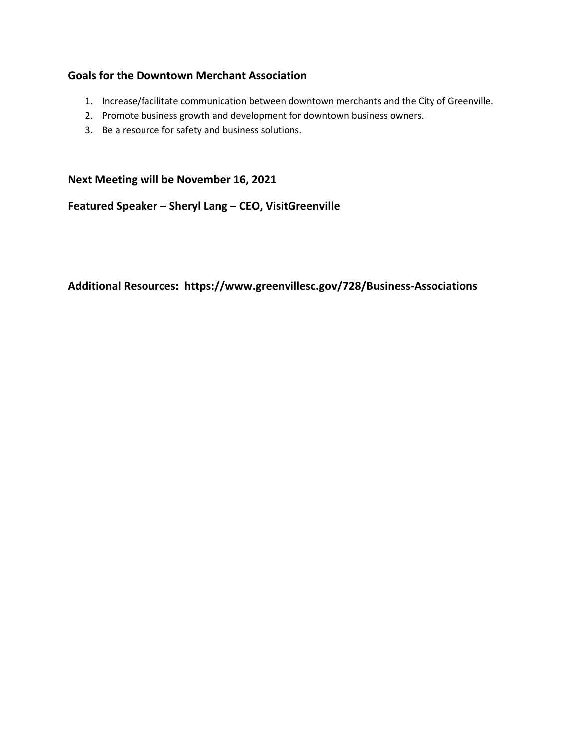## Goals for the Downtown Merchant Association

1. Increase/facilitate communication between downtown merchants and the City of Greenville.
2. Promote business growth and development for downtown business owners.
3. Be a resource for safety and business solutions.

## Next Meeting will be November 16, 2021

## Featured Speaker – Sheryl Lang – CEO, VisitGreenville

## Additional Resources: https://www.greenvillesc.gov/728/Business-Associations